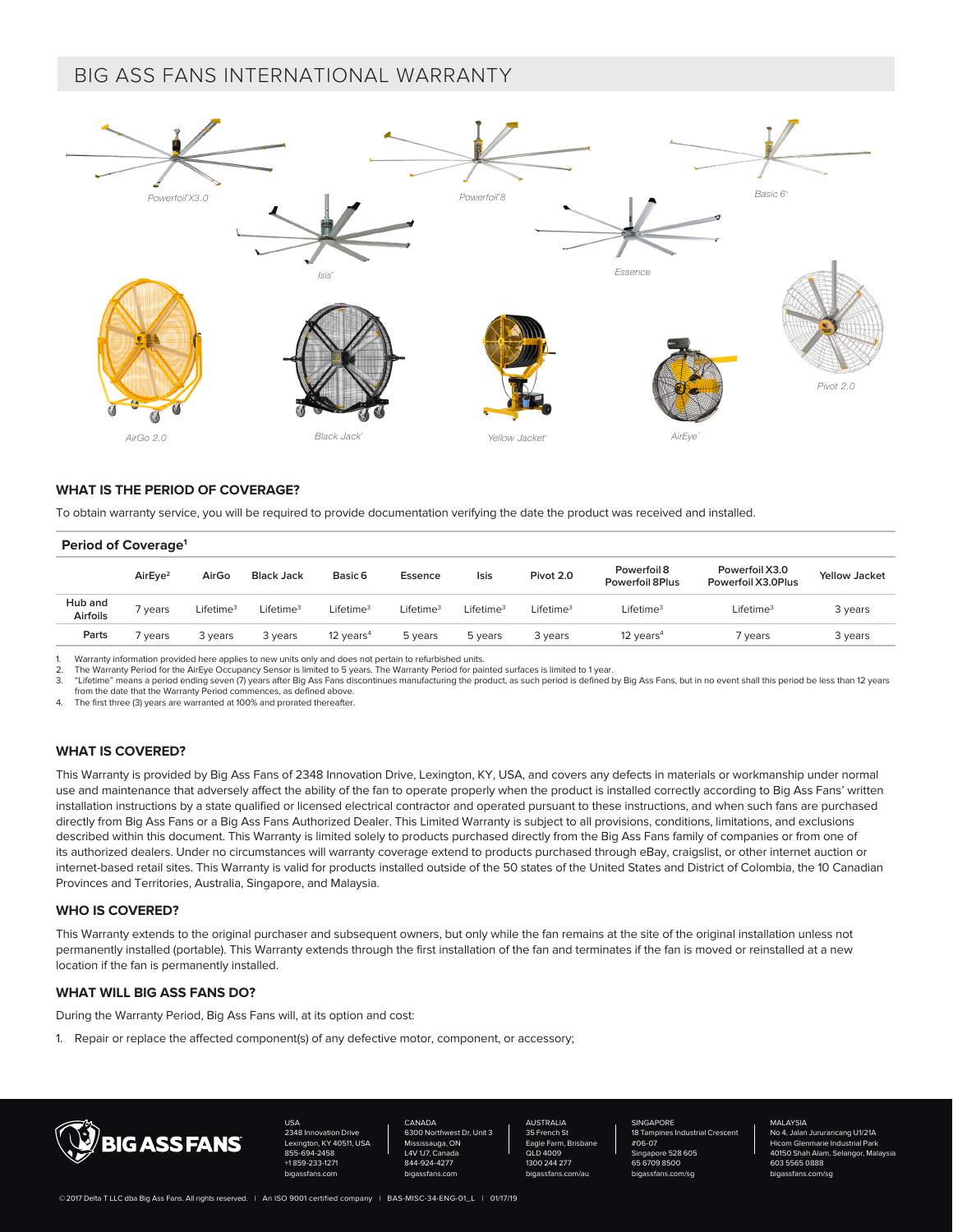# BIG ASS FANS INTERNATIONAL WARRANTY

Powerfoil X3.0 | Powerfoil 8 | Basic 6 | Isis | Essence | AirGo 2.0 | Black Jack | Yellow Jacket | AirEye | Pivot 2.0

## WHAT IS THE PERIOD OF COVERAGE?

To obtain warranty service, you will be required to provide documentation verifying the date the product was received and installed.

**Period of Coverage[1]**

| | AirEye[2] | AirGo | Black Jack | Basic 6 | Essence | Isis | Pivot 2.0 | Powerfoil 8 Powerfoil 8Plus | Powerfoil X3.0 Powerfoil X3.0Plus | Yellow Jacket |
|---|---|---|---|---|---|---|---|---|---|---|
| Hub and Airfoils | 7 years | Lifetime[3] | Lifetime[3] | Lifetime[3] | Lifetime[3] | Lifetime[3] | Lifetime[3] | Lifetime[3] | Lifetime[3] | 3 years |
| Parts | 7 years | 3 years | 3 years | 12 years[4] | 5 years | 5 years | 3 years | 12 years[4] | 7 years | 3 years |

1. Warranty information provided here applies to new units only and does not pertain to refurbished units.
2. The Warranty Period for the AirEye Occupancy Sensor is limited to 5 years. The Warranty Period for painted surfaces is limited to 1 year.
3. "Lifetime" means a period ending seven (7) years after Big Ass Fans discontinues manufacturing the product, as such period is defined by Big Ass Fans, but in no event shall this period be less than 12 years from the date that the Warranty Period commences, as defined above.
4. The first three (3) years are warranted at 100% and prorated thereafter.

## WHAT IS COVERED?

This Warranty is provided by Big Ass Fans of 2348 Innovation Drive, Lexington, KY, USA, and covers any defects in materials or workmanship under normal use and maintenance that adversely affect the ability of the fan to operate properly when the product is installed correctly according to Big Ass Fans' written installation instructions by a state qualified or licensed electrical contractor and operated pursuant to these instructions, and when such fans are purchased directly from Big Ass Fans or a Big Ass Fans Authorized Dealer. This Limited Warranty is subject to all provisions, conditions, limitations, and exclusions described within this document. This Warranty is limited solely to products purchased directly from the Big Ass Fans family of companies or from one of its authorized dealers. Under no circumstances will warranty coverage extend to products purchased through eBay, craigslist, or other internet auction or internet-based retail sites. This Warranty is valid for products installed outside of the 50 states of the United States and District of Columbia, the 10 Canadian Provinces and Territories, Australia, Singapore, and Malaysia.

## WHO IS COVERED?

This Warranty extends to the original purchaser and subsequent owners, but only while the fan remains at the site of the original installation unless not permanently installed (portable). This Warranty extends through the first installation of the fan and terminates if the fan is moved or reinstalled at a new location if the fan is permanently installed.

## WHAT WILL BIG ASS FANS DO?

During the Warranty Period, Big Ass Fans will, at its option and cost:

1. Repair or replace the affected component(s) of any defective motor, component, or accessory;

BIG ASS FANS

USA
2348 Innovation Drive
Lexington, KY 40511, USA
855-694-2458
+1 859-233-1271
bigassfans.com

CANADA
6300 Northwest Dr, Unit 3
Mississauga, ON
L4V 1J7, Canada
844-924-4277
bigassfans.com

AUSTRALIA
35 French St
Eagle Farm, Brisbane
QLD 4009
1300 244 277
bigassfans.com/au

SINGAPORE
18 Tampines Industrial Crescent
#06-07
Singapore 528 605
65 6709 8500
bigassfans.com/sg

MALAYSIA
No 4, Jalan Jururancang U1/21A
Hicom Glenmarie Industrial Park
40150 Shah Alam, Selangor, Malaysia
603 5565 0888
bigassfans.com/sg

© 2017 Delta T LLC dba Big Ass Fans. All rights reserved. | An ISO 9001 certified company | BAS-MISC-34-ENG-01_L | 01/17/19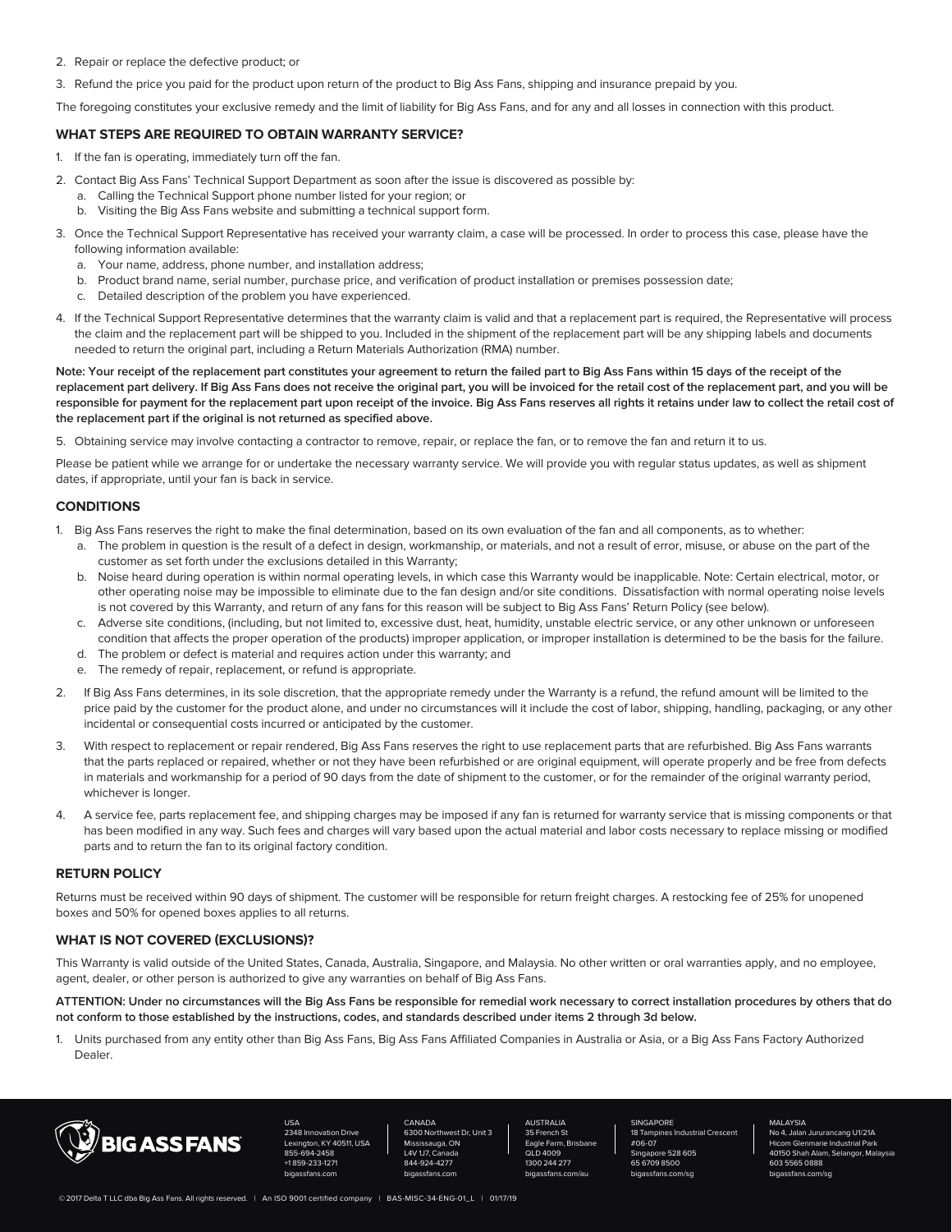2. Repair or replace the defective product; or
3. Refund the price you paid for the product upon return of the product to Big Ass Fans, shipping and insurance prepaid by you.

The foregoing constitutes your exclusive remedy and the limit of liability for Big Ass Fans, and for any and all losses in connection with this product.

### WHAT STEPS ARE REQUIRED TO OBTAIN WARRANTY SERVICE?

1. If the fan is operating, immediately turn off the fan.
2. Contact Big Ass Fans' Technical Support Department as soon after the issue is discovered as possible by:
   a. Calling the Technical Support phone number listed for your region; or
   b. Visiting the Big Ass Fans website and submitting a technical support form.
3. Once the Technical Support Representative has received your warranty claim, a case will be processed. In order to process this case, please have the following information available:
   a. Your name, address, phone number, and installation address;
   b. Product brand name, serial number, purchase price, and verification of product installation or premises possession date;
   c. Detailed description of the problem you have experienced.
4. If the Technical Support Representative determines that the warranty claim is valid and that a replacement part is required, the Representative will process the claim and the replacement part will be shipped to you. Included in the shipment of the replacement part will be any shipping labels and documents needed to return the original part, including a Return Materials Authorization (RMA) number.

**Note: Your receipt of the replacement part constitutes your agreement to return the failed part to Big Ass Fans within 15 days of the receipt of the replacement part delivery. If Big Ass Fans does not receive the original part, you will be invoiced for the retail cost of the replacement part, and you will be responsible for payment for the replacement part upon receipt of the invoice. Big Ass Fans reserves all rights it retains under law to collect the retail cost of the replacement part if the original is not returned as specified above.**

5. Obtaining service may involve contacting a contractor to remove, repair, or replace the fan, or to remove the fan and return it to us.

Please be patient while we arrange for or undertake the necessary warranty service. We will provide you with regular status updates, as well as shipment dates, if appropriate, until your fan is back in service.

### CONDITIONS

1. Big Ass Fans reserves the right to make the final determination, based on its own evaluation of the fan and all components, as to whether:
   a. The problem in question is the result of a defect in design, workmanship, or materials, and not a result of error, misuse, or abuse on the part of the customer as set forth under the exclusions detailed in this Warranty;
   b. Noise heard during operation is within normal operating levels, in which case this Warranty would be inapplicable. Note: Certain electrical, motor, or other operating noise may be impossible to eliminate due to the fan design and/or site conditions. Dissatisfaction with normal operating noise levels is not covered by this Warranty, and return of any fans for this reason will be subject to Big Ass Fans' Return Policy (see below).
   c. Adverse site conditions, (including, but not limited to, excessive dust, heat, humidity, unstable electric service, or any other unknown or unforeseen condition that affects the proper operation of the products) improper application, or improper installation is determined to be the basis for the failure.
   d. The problem or defect is material and requires action under this warranty; and
   e. The remedy of repair, replacement, or refund is appropriate.
2. If Big Ass Fans determines, in its sole discretion, that the appropriate remedy under the Warranty is a refund, the refund amount will be limited to the price paid by the customer for the product alone, and under no circumstances will it include the cost of labor, shipping, handling, packaging, or any other incidental or consequential costs incurred or anticipated by the customer.
3. With respect to replacement or repair rendered, Big Ass Fans reserves the right to use replacement parts that are refurbished. Big Ass Fans warrants that the parts replaced or repaired, whether or not they have been refurbished or are original equipment, will operate properly and be free from defects in materials and workmanship for a period of 90 days from the date of shipment to the customer, or for the remainder of the original warranty period, whichever is longer.
4. A service fee, parts replacement fee, and shipping charges may be imposed if any fan is returned for warranty service that is missing components or that has been modified in any way. Such fees and charges will vary based upon the actual material and labor costs necessary to replace missing or modified parts and to return the fan to its original factory condition.

### RETURN POLICY

Returns must be received within 90 days of shipment. The customer will be responsible for return freight charges. A restocking fee of 25% for unopened boxes and 50% for opened boxes applies to all returns.

### WHAT IS NOT COVERED (EXCLUSIONS)?

This Warranty is valid outside of the United States, Canada, Australia, Singapore, and Malaysia. No other written or oral warranties apply, and no employee, agent, dealer, or other person is authorized to give any warranties on behalf of Big Ass Fans.

**ATTENTION: Under no circumstances will the Big Ass Fans be responsible for remedial work necessary to correct installation procedures by others that do not conform to those established by the instructions, codes, and standards described under items 2 through 3d below.**

1. Units purchased from any entity other than Big Ass Fans, Big Ass Fans Affiliated Companies in Australia or Asia, or a Big Ass Fans Factory Authorized Dealer.

BIG ASS FANS

USA
2348 Innovation Drive
Lexington, KY 40511, USA
855-694-2458
+1 859-233-1271
bigassfans.com

CANADA
6300 Northwest Dr, Unit 3
Mississauga, ON
L4V 1J7, Canada
844-924-4277
bigassfans.com

AUSTRALIA
35 French St
Eagle Farm, Brisbane
QLD 4009
1300 244 277
bigassfans.com/au

SINGAPORE
18 Tampines Industrial Crescent
#06-07
Singapore 528 605
65 6709 8500
bigassfans.com/sg

MALAYSIA
No 4, Jalan Jururancang U1/21A
Hicom Glenmarie Industrial Park
40150 Shah Alam, Selangor, Malaysia
603 5565 0888
bigassfans.com/sg

© 2017 Delta T LLC dba Big Ass Fans. All rights reserved. | An ISO 9001 certified company | BAS-MISC-34-ENG-01_L | 01/17/19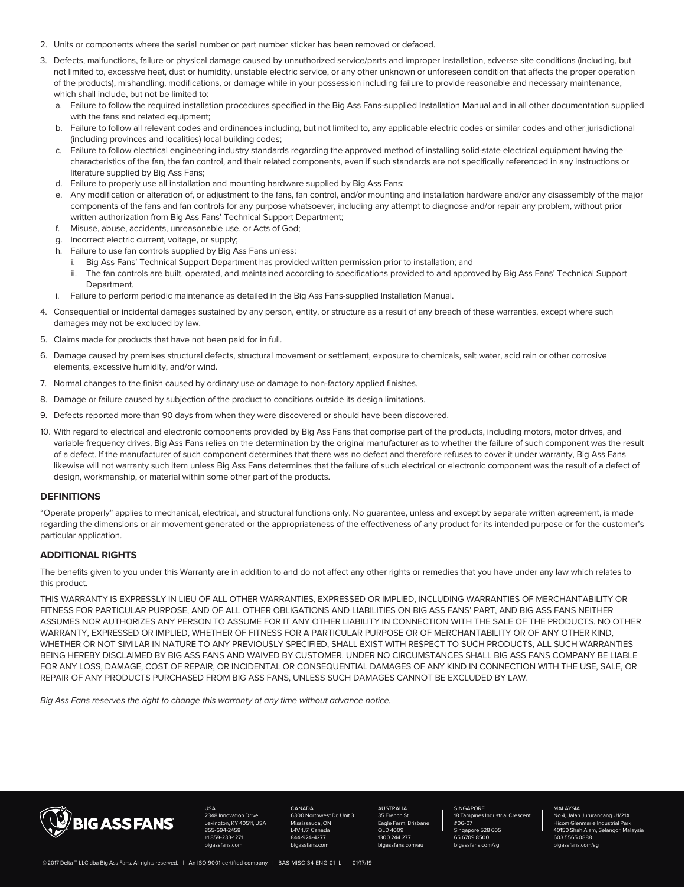2. Units or components where the serial number or part number sticker has been removed or defaced.

3. Defects, malfunctions, failure or physical damage caused by unauthorized service/parts and improper installation, adverse site conditions (including, but not limited to, excessive heat, dust or humidity, unstable electric service, or any other unknown or unforeseen condition that affects the proper operation of the products), mishandling, modifications, or damage while in your possession including failure to provide reasonable and necessary maintenance, which shall include, but not be limited to:
   a. Failure to follow the required installation procedures specified in the Big Ass Fans-supplied Installation Manual and in all other documentation supplied with the fans and related equipment;
   b. Failure to follow all relevant codes and ordinances including, but not limited to, any applicable electric codes or similar codes and other jurisdictional (including provinces and localities) local building codes;
   c. Failure to follow electrical engineering industry standards regarding the approved method of installing solid-state electrical equipment having the characteristics of the fan, the fan control, and their related components, even if such standards are not specifically referenced in any instructions or literature supplied by Big Ass Fans;
   d. Failure to properly use all installation and mounting hardware supplied by Big Ass Fans;
   e. Any modification or alteration of, or adjustment to the fans, fan control, and/or mounting and installation hardware and/or any disassembly of the major components of the fans and fan controls for any purpose whatsoever, including any attempt to diagnose and/or repair any problem, without prior written authorization from Big Ass Fans' Technical Support Department;
   f. Misuse, abuse, accidents, unreasonable use, or Acts of God;
   g. Incorrect electric current, voltage, or supply;
   h. Failure to use fan controls supplied by Big Ass Fans unless:
      i. Big Ass Fans' Technical Support Department has provided written permission prior to installation; and
      ii. The fan controls are built, operated, and maintained according to specifications provided to and approved by Big Ass Fans' Technical Support Department.
   i. Failure to perform periodic maintenance as detailed in the Big Ass Fans-supplied Installation Manual.

4. Consequential or incidental damages sustained by any person, entity, or structure as a result of any breach of these warranties, except where such damages may not be excluded by law.

5. Claims made for products that have not been paid for in full.

6. Damage caused by premises structural defects, structural movement or settlement, exposure to chemicals, salt water, acid rain or other corrosive elements, excessive humidity, and/or wind.

7. Normal changes to the finish caused by ordinary use or damage to non-factory applied finishes.

8. Damage or failure caused by subjection of the product to conditions outside its design limitations.

9. Defects reported more than 90 days from when they were discovered or should have been discovered.

10. With regard to electrical and electronic components provided by Big Ass Fans that comprise part of the products, including motors, motor drives, and variable frequency drives, Big Ass Fans relies on the determination by the original manufacturer as to whether the failure of such component was the result of a defect. If the manufacturer of such component determines that there was no defect and therefore refuses to cover it under warranty, Big Ass Fans likewise will not warranty such item unless Big Ass Fans determines that the failure of such electrical or electronic component was the result of a defect of design, workmanship, or material within some other part of the products.

## DEFINITIONS

"Operate properly" applies to mechanical, electrical, and structural functions only. No guarantee, unless and except by separate written agreement, is made regarding the dimensions or air movement generated or the appropriateness of the effectiveness of any product for its intended purpose or for the customer's particular application.

## ADDITIONAL RIGHTS

The benefits given to you under this Warranty are in addition to and do not affect any other rights or remedies that you have under any law which relates to this product.

THIS WARRANTY IS EXPRESSLY IN LIEU OF ALL OTHER WARRANTIES, EXPRESSED OR IMPLIED, INCLUDING WARRANTIES OF MERCHANTABILITY OR FITNESS FOR PARTICULAR PURPOSE, AND OF ALL OTHER OBLIGATIONS AND LIABILITIES ON BIG ASS FANS' PART, AND BIG ASS FANS NEITHER ASSUMES NOR AUTHORIZES ANY PERSON TO ASSUME FOR IT ANY OTHER LIABILITY IN CONNECTION WITH THE SALE OF THE PRODUCTS. NO OTHER WARRANTY, EXPRESSED OR IMPLIED, WHETHER OF FITNESS FOR A PARTICULAR PURPOSE OR OF MERCHANTABILITY OR OF ANY OTHER KIND, WHETHER OR NOT SIMILAR IN NATURE TO ANY PREVIOUSLY SPECIFIED, SHALL EXIST WITH RESPECT TO SUCH PRODUCTS, ALL SUCH WARRANTIES BEING HEREBY DISCLAIMED BY BIG ASS FANS AND WAIVED BY CUSTOMER. UNDER NO CIRCUMSTANCES SHALL BIG ASS FANS COMPANY BE LIABLE FOR ANY LOSS, DAMAGE, COST OF REPAIR, OR INCIDENTAL OR CONSEQUENTIAL DAMAGES OF ANY KIND IN CONNECTION WITH THE USE, SALE, OR REPAIR OF ANY PRODUCTS PURCHASED FROM BIG ASS FANS, UNLESS SUCH DAMAGES CANNOT BE EXCLUDED BY LAW.

*Big Ass Fans reserves the right to change this warranty at any time without advance notice.*

BIG ASS FANS

USA
2348 Innovation Drive
Lexington, KY 40511, USA
855-694-2458
+1 859-233-1271
bigassfans.com

CANADA
6300 Northwest Dr, Unit 3
Mississauga, ON
L4V 1J7, Canada
844-924-4277
bigassfans.com

AUSTRALIA
35 French St
Eagle Farm, Brisbane
QLD 4009
1300 244 277
bigassfans.com/au

SINGAPORE
18 Tampines Industrial Crescent
#06-07
Singapore 528 605
65 6709 8500
bigassfans.com/sg

MALAYSIA
No 4, Jalan Jururancang U1/21A
Hicom Glenmarie Industrial Park
40150 Shah Alam, Selangor, Malaysia
603 5565 0888
bigassfans.com/sg

© 2017 Delta T LLC dba Big Ass Fans. All rights reserved. | An ISO 9001 certified company | BAS-MISC-34-ENG-01_L | 01/17/19